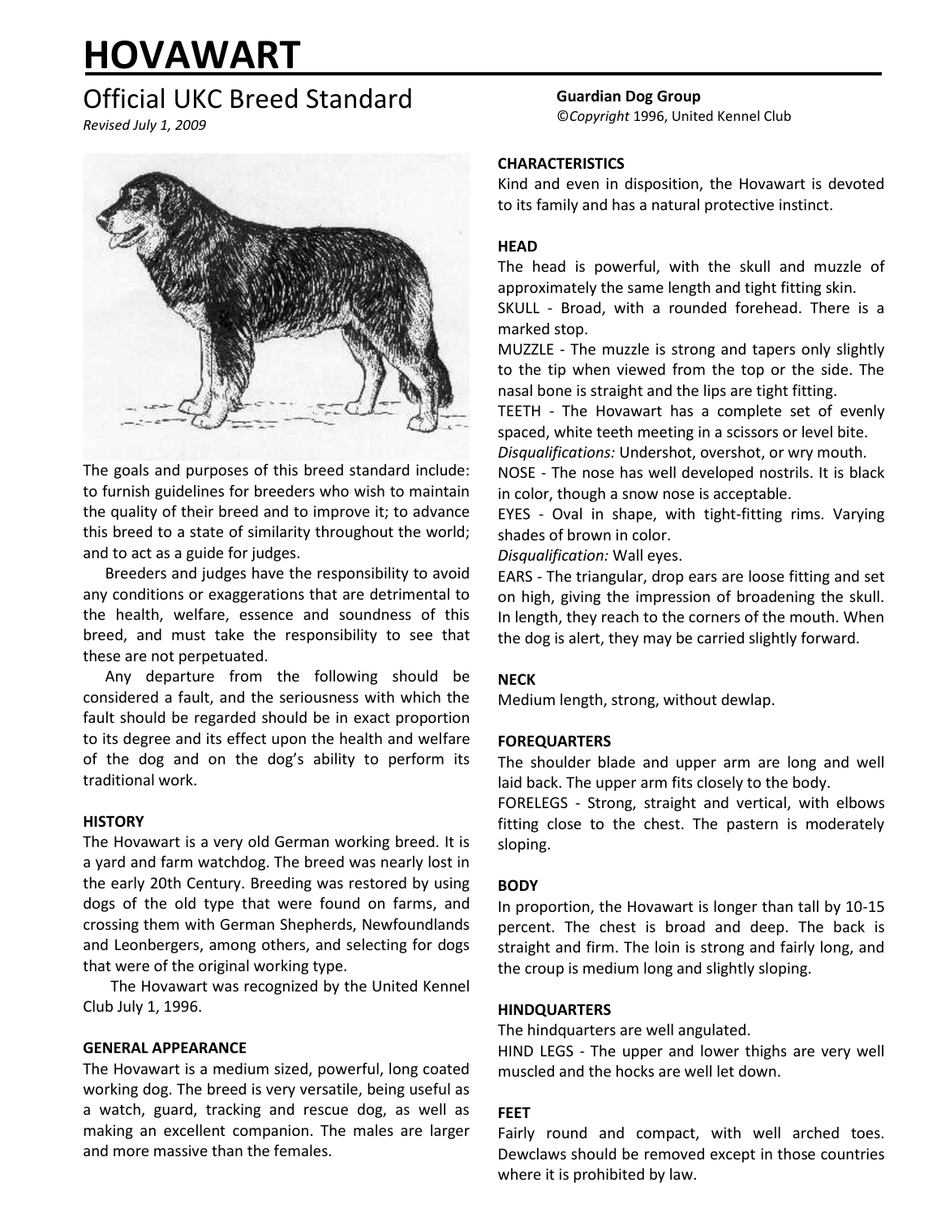# HOVAWART

## Official UKC Breed Standard

*Revised July 1, 2009*

**Guardian Dog Group**
©*Copyright* 1996, United Kennel Club

The goals and purposes of this breed standard include: to furnish guidelines for breeders who wish to maintain the quality of their breed and to improve it; to advance this breed to a state of similarity throughout the world; and to act as a guide for judges.

Breeders and judges have the responsibility to avoid any conditions or exaggerations that are detrimental to the health, welfare, essence and soundness of this breed, and must take the responsibility to see that these are not perpetuated.

Any departure from the following should be considered a fault, and the seriousness with which the fault should be regarded should be in exact proportion to its degree and its effect upon the health and welfare of the dog and on the dog's ability to perform its traditional work.

**HISTORY**
The Hovawart is a very old German working breed. It is a yard and farm watchdog. The breed was nearly lost in the early 20th Century. Breeding was restored by using dogs of the old type that were found on farms, and crossing them with German Shepherds, Newfoundlands and Leonbergers, among others, and selecting for dogs that were of the original working type.

The Hovawart was recognized by the United Kennel Club July 1, 1996.

**GENERAL APPEARANCE**
The Hovawart is a medium sized, powerful, long coated working dog. The breed is very versatile, being useful as a watch, guard, tracking and rescue dog, as well as making an excellent companion. The males are larger and more massive than the females.

**CHARACTERISTICS**
Kind and even in disposition, the Hovawart is devoted to its family and has a natural protective instinct.

**HEAD**
The head is powerful, with the skull and muzzle of approximately the same length and tight fitting skin.
SKULL - Broad, with a rounded forehead. There is a marked stop.
MUZZLE - The muzzle is strong and tapers only slightly to the tip when viewed from the top or the side. The nasal bone is straight and the lips are tight fitting.
TEETH - The Hovawart has a complete set of evenly spaced, white teeth meeting in a scissors or level bite.
*Disqualifications:* Undershot, overshot, or wry mouth.
NOSE - The nose has well developed nostrils. It is black in color, though a snow nose is acceptable.
EYES - Oval in shape, with tight-fitting rims. Varying shades of brown in color.
*Disqualification:* Wall eyes.
EARS - The triangular, drop ears are loose fitting and set on high, giving the impression of broadening the skull. In length, they reach to the corners of the mouth. When the dog is alert, they may be carried slightly forward.

**NECK**
Medium length, strong, without dewlap.

**FOREQUARTERS**
The shoulder blade and upper arm are long and well laid back. The upper arm fits closely to the body.
FORELEGS - Strong, straight and vertical, with elbows fitting close to the chest. The pastern is moderately sloping.

**BODY**
In proportion, the Hovawart is longer than tall by 10-15 percent. The chest is broad and deep. The back is straight and firm. The loin is strong and fairly long, and the croup is medium long and slightly sloping.

**HINDQUARTERS**
The hindquarters are well angulated.
HIND LEGS - The upper and lower thighs are very well muscled and the hocks are well let down.

**FEET**
Fairly round and compact, with well arched toes. Dewclaws should be removed except in those countries where it is prohibited by law.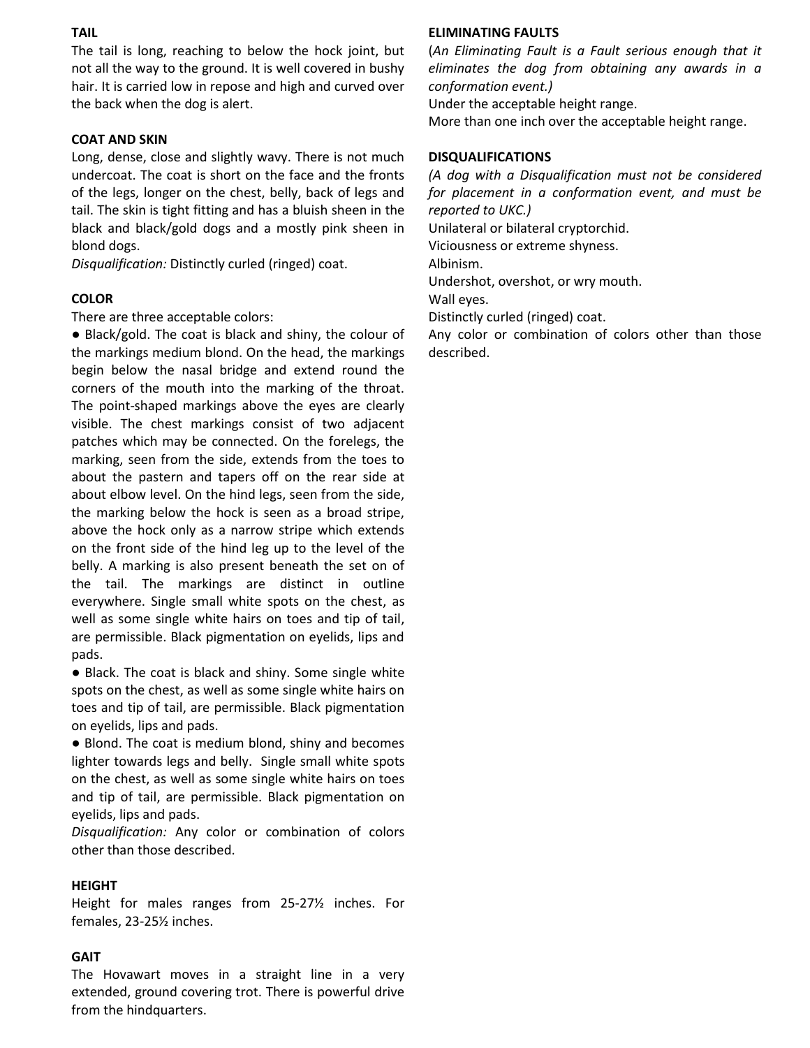### TAIL

The tail is long, reaching to below the hock joint, but not all the way to the ground. It is well covered in bushy hair. It is carried low in repose and high and curved over the back when the dog is alert.

### COAT AND SKIN

Long, dense, close and slightly wavy. There is not much undercoat. The coat is short on the face and the fronts of the legs, longer on the chest, belly, back of legs and tail. The skin is tight fitting and has a bluish sheen in the black and black/gold dogs and a mostly pink sheen in blond dogs.

*Disqualification:* Distinctly curled (ringed) coat.

### COLOR

There are three acceptable colors:

- Black/gold. The coat is black and shiny, the colour of the markings medium blond. On the head, the markings begin below the nasal bridge and extend round the corners of the mouth into the marking of the throat. The point-shaped markings above the eyes are clearly visible. The chest markings consist of two adjacent patches which may be connected. On the forelegs, the marking, seen from the side, extends from the toes to about the pastern and tapers off on the rear side at about elbow level. On the hind legs, seen from the side, the marking below the hock is seen as a broad stripe, above the hock only as a narrow stripe which extends on the front side of the hind leg up to the level of the belly. A marking is also present beneath the set on of the tail. The markings are distinct in outline everywhere. Single small white spots on the chest, as well as some single white hairs on toes and tip of tail, are permissible. Black pigmentation on eyelids, lips and pads.
- Black. The coat is black and shiny. Some single white spots on the chest, as well as some single white hairs on toes and tip of tail, are permissible. Black pigmentation on eyelids, lips and pads.
- Blond. The coat is medium blond, shiny and becomes lighter towards legs and belly. Single small white spots on the chest, as well as some single white hairs on toes and tip of tail, are permissible. Black pigmentation on eyelids, lips and pads.

*Disqualification:* Any color or combination of colors other than those described.

### HEIGHT

Height for males ranges from 25-27½ inches. For females, 23-25½ inches.

### GAIT

The Hovawart moves in a straight line in a very extended, ground covering trot. There is powerful drive from the hindquarters.

### ELIMINATING FAULTS

(*An Eliminating Fault is a Fault serious enough that it eliminates the dog from obtaining any awards in a conformation event.)*

Under the acceptable height range.

More than one inch over the acceptable height range.

### DISQUALIFICATIONS

*(A dog with a Disqualification must not be considered for placement in a conformation event, and must be reported to UKC.)*

Unilateral or bilateral cryptorchid.

Viciousness or extreme shyness.

Albinism.

Undershot, overshot, or wry mouth.

Wall eyes.

Distinctly curled (ringed) coat.

Any color or combination of colors other than those described.